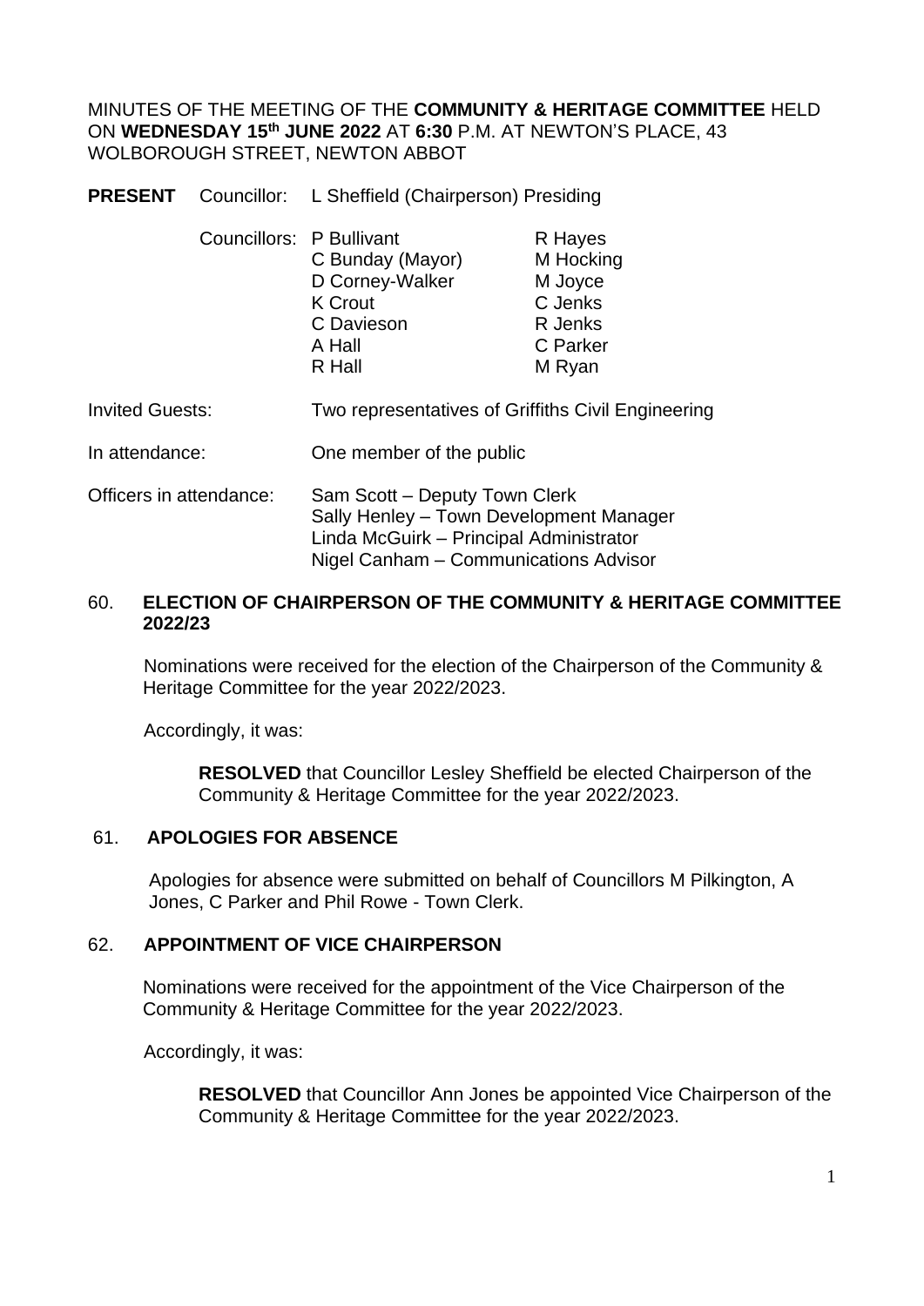MINUTES OF THE MEETING OF THE **COMMUNITY & HERITAGE COMMITTEE** HELD ON **WEDNESDAY 15th JUNE 2022** AT **6:30** P.M. AT NEWTON'S PLACE, 43 WOLBOROUGH STREET, NEWTON ABBOT

**PRESENT** Councillor: L Sheffield (Chairperson) Presiding

| | | |
|---|---|---|
| Councillors: | P Bullivant | R Hayes |
| | C Bunday (Mayor) | M Hocking |
| | D Corney-Walker | M Joyce |
| | K Crout | C Jenks |
| | C Davieson | R Jenks |
| | A Hall | C Parker |
| | R Hall | M Ryan |

Invited Guests: Two representatives of Griffiths Civil Engineering

In attendance: One member of the public

Officers in attendance:
Sam Scott – Deputy Town Clerk
Sally Henley – Town Development Manager
Linda McGuirk – Principal Administrator
Nigel Canham – Communications Advisor

## 60. ELECTION OF CHAIRPERSON OF THE COMMUNITY & HERITAGE COMMITTEE 2022/23

Nominations were received for the election of the Chairperson of the Community & Heritage Committee for the year 2022/2023.

Accordingly, it was:

> **RESOLVED** that Councillor Lesley Sheffield be elected Chairperson of the Community & Heritage Committee for the year 2022/2023.

## 61. APOLOGIES FOR ABSENCE

Apologies for absence were submitted on behalf of Councillors M Pilkington, A Jones, C Parker and Phil Rowe - Town Clerk.

## 62. APPOINTMENT OF VICE CHAIRPERSON

Nominations were received for the appointment of the Vice Chairperson of the Community & Heritage Committee for the year 2022/2023.

Accordingly, it was:

> **RESOLVED** that Councillor Ann Jones be appointed Vice Chairperson of the Community & Heritage Committee for the year 2022/2023.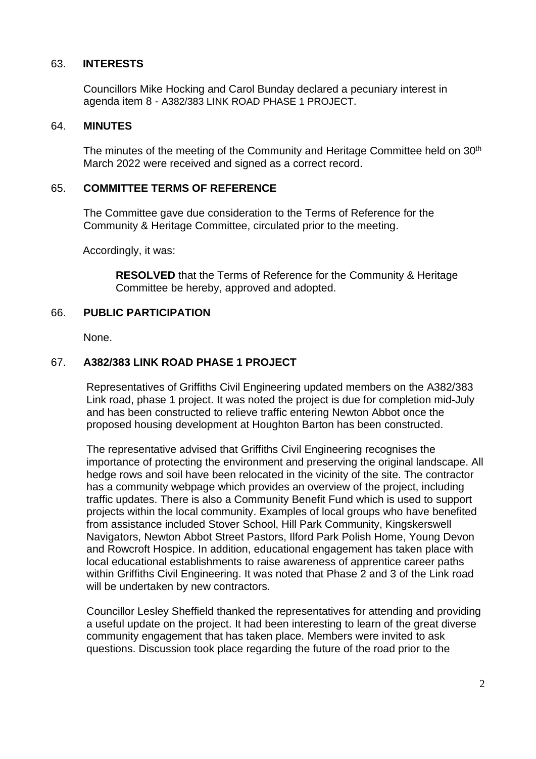63. **INTERESTS**

Councillors Mike Hocking and Carol Bunday declared a pecuniary interest in agenda item 8 - A382/383 LINK ROAD PHASE 1 PROJECT.

64. **MINUTES**

The minutes of the meeting of the Community and Heritage Committee held on 30th March 2022 were received and signed as a correct record.

65. **COMMITTEE TERMS OF REFERENCE**

The Committee gave due consideration to the Terms of Reference for the Community & Heritage Committee, circulated prior to the meeting.

Accordingly, it was:

> **RESOLVED** that the Terms of Reference for the Community & Heritage Committee be hereby, approved and adopted.

66. **PUBLIC PARTICIPATION**

None.

67. **A382/383 LINK ROAD PHASE 1 PROJECT**

Representatives of Griffiths Civil Engineering updated members on the A382/383 Link road, phase 1 project. It was noted the project is due for completion mid-July and has been constructed to relieve traffic entering Newton Abbot once the proposed housing development at Houghton Barton has been constructed.

The representative advised that Griffiths Civil Engineering recognises the importance of protecting the environment and preserving the original landscape. All hedge rows and soil have been relocated in the vicinity of the site. The contractor has a community webpage which provides an overview of the project, including traffic updates. There is also a Community Benefit Fund which is used to support projects within the local community. Examples of local groups who have benefited from assistance included Stover School, Hill Park Community, Kingskerswell Navigators, Newton Abbot Street Pastors, Ilford Park Polish Home, Young Devon and Rowcroft Hospice. In addition, educational engagement has taken place with local educational establishments to raise awareness of apprentice career paths within Griffiths Civil Engineering. It was noted that Phase 2 and 3 of the Link road will be undertaken by new contractors.

Councillor Lesley Sheffield thanked the representatives for attending and providing a useful update on the project. It had been interesting to learn of the great diverse community engagement that has taken place. Members were invited to ask questions. Discussion took place regarding the future of the road prior to the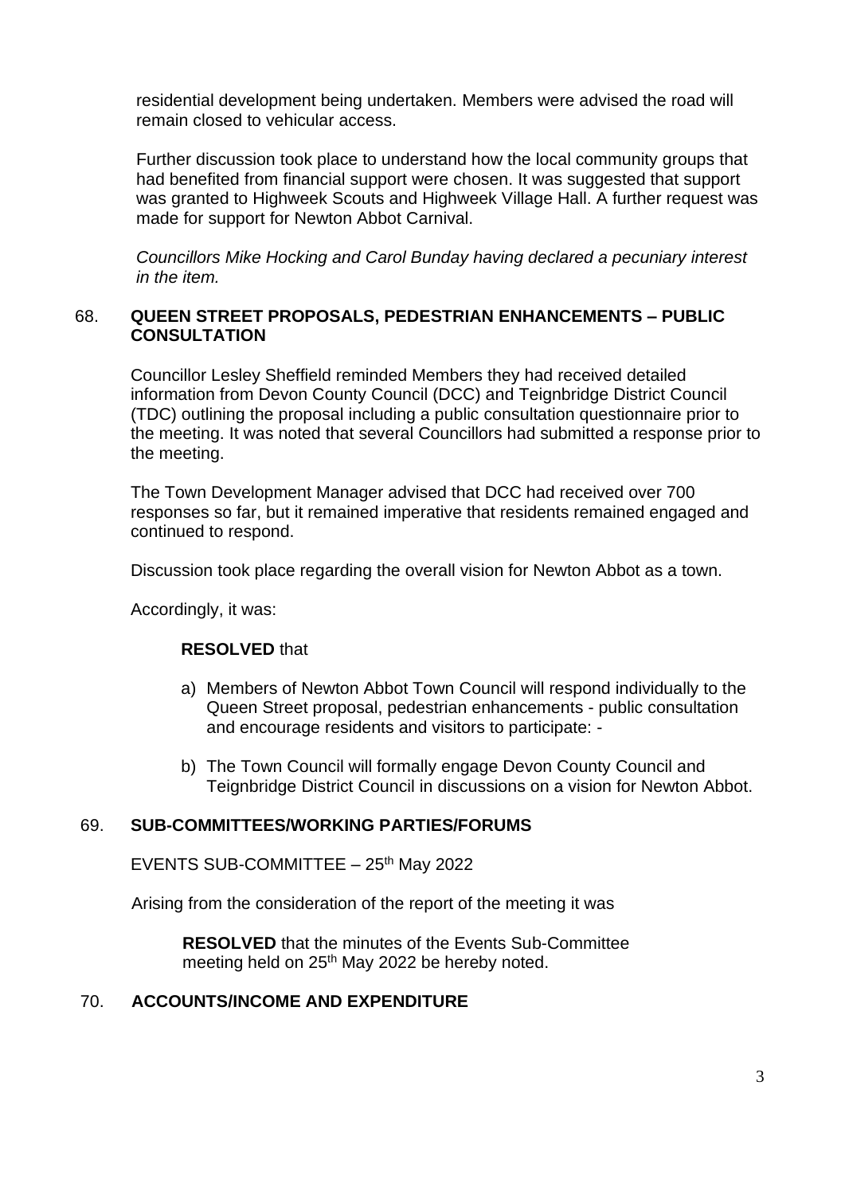residential development being undertaken. Members were advised the road will remain closed to vehicular access.

Further discussion took place to understand how the local community groups that had benefited from financial support were chosen. It was suggested that support was granted to Highweek Scouts and Highweek Village Hall. A further request was made for support for Newton Abbot Carnival.

*Councillors Mike Hocking and Carol Bunday having declared a pecuniary interest in the item.*

## 68. QUEEN STREET PROPOSALS, PEDESTRIAN ENHANCEMENTS – PUBLIC CONSULTATION

Councillor Lesley Sheffield reminded Members they had received detailed information from Devon County Council (DCC) and Teignbridge District Council (TDC) outlining the proposal including a public consultation questionnaire prior to the meeting. It was noted that several Councillors had submitted a response prior to the meeting.

The Town Development Manager advised that DCC had received over 700 responses so far, but it remained imperative that residents remained engaged and continued to respond.

Discussion took place regarding the overall vision for Newton Abbot as a town.

Accordingly, it was:

**RESOLVED** that

a) Members of Newton Abbot Town Council will respond individually to the Queen Street proposal, pedestrian enhancements - public consultation and encourage residents and visitors to participate: -

b) The Town Council will formally engage Devon County Council and Teignbridge District Council in discussions on a vision for Newton Abbot.

## 69. SUB-COMMITTEES/WORKING PARTIES/FORUMS

EVENTS SUB-COMMITTEE – 25th May 2022

Arising from the consideration of the report of the meeting it was

**RESOLVED** that the minutes of the Events Sub-Committee meeting held on 25th May 2022 be hereby noted.

## 70. ACCOUNTS/INCOME AND EXPENDITURE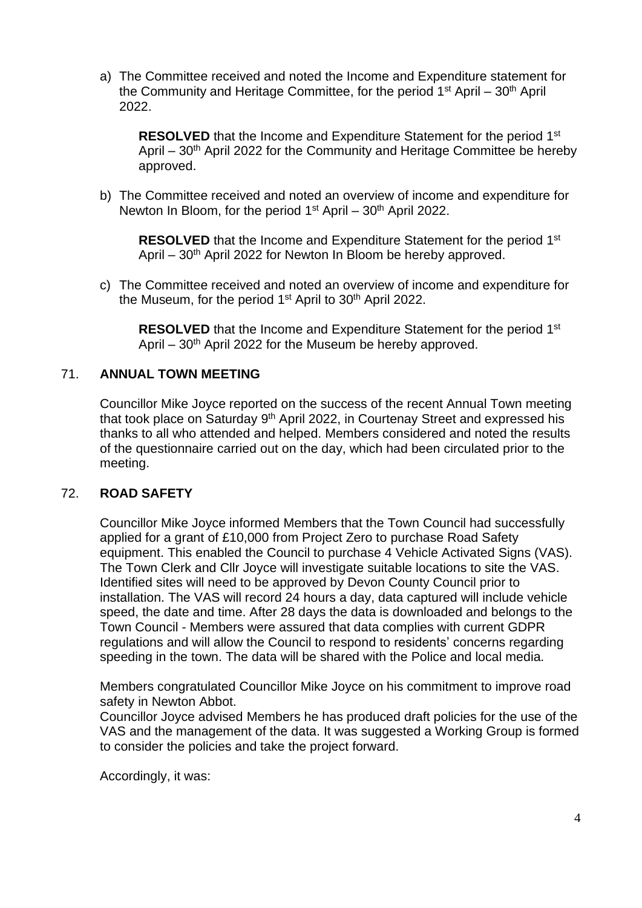a) The Committee received and noted the Income and Expenditure statement for the Community and Heritage Committee, for the period 1st April – 30th April 2022.

   **RESOLVED** that the Income and Expenditure Statement for the period 1st April – 30th April 2022 for the Community and Heritage Committee be hereby approved.

b) The Committee received and noted an overview of income and expenditure for Newton In Bloom, for the period 1st April – 30th April 2022.

   **RESOLVED** that the Income and Expenditure Statement for the period 1st April – 30th April 2022 for Newton In Bloom be hereby approved.

c) The Committee received and noted an overview of income and expenditure for the Museum, for the period 1st April to 30th April 2022.

   **RESOLVED** that the Income and Expenditure Statement for the period 1st April – 30th April 2022 for the Museum be hereby approved.

## 71. ANNUAL TOWN MEETING

Councillor Mike Joyce reported on the success of the recent Annual Town meeting that took place on Saturday 9th April 2022, in Courtenay Street and expressed his thanks to all who attended and helped. Members considered and noted the results of the questionnaire carried out on the day, which had been circulated prior to the meeting.

## 72. ROAD SAFETY

Councillor Mike Joyce informed Members that the Town Council had successfully applied for a grant of £10,000 from Project Zero to purchase Road Safety equipment. This enabled the Council to purchase 4 Vehicle Activated Signs (VAS). The Town Clerk and Cllr Joyce will investigate suitable locations to site the VAS. Identified sites will need to be approved by Devon County Council prior to installation. The VAS will record 24 hours a day, data captured will include vehicle speed, the date and time. After 28 days the data is downloaded and belongs to the Town Council - Members were assured that data complies with current GDPR regulations and will allow the Council to respond to residents' concerns regarding speeding in the town. The data will be shared with the Police and local media.

Members congratulated Councillor Mike Joyce on his commitment to improve road safety in Newton Abbot.

Councillor Joyce advised Members he has produced draft policies for the use of the VAS and the management of the data. It was suggested a Working Group is formed to consider the policies and take the project forward.

Accordingly, it was: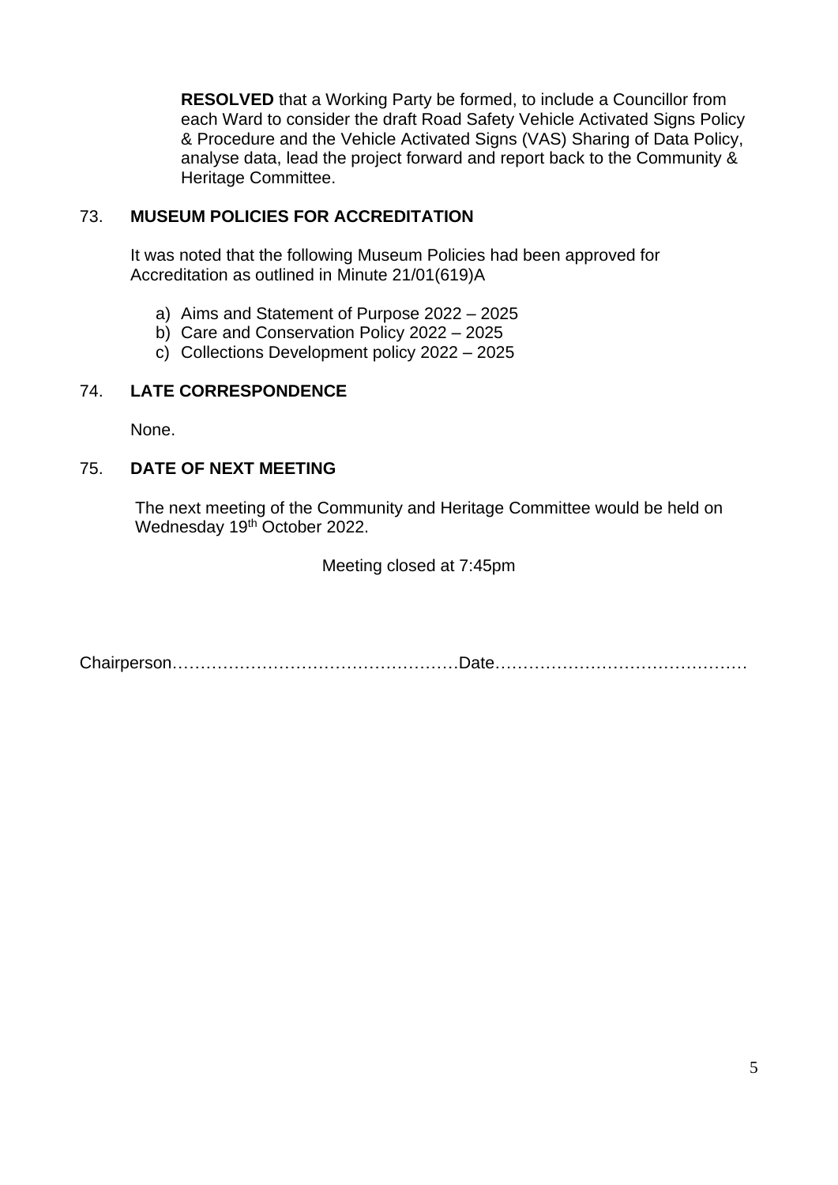**RESOLVED** that a Working Party be formed, to include a Councillor from each Ward to consider the draft Road Safety Vehicle Activated Signs Policy & Procedure and the Vehicle Activated Signs (VAS) Sharing of Data Policy, analyse data, lead the project forward and report back to the Community & Heritage Committee.

## 73. MUSEUM POLICIES FOR ACCREDITATION

It was noted that the following Museum Policies had been approved for Accreditation as outlined in Minute 21/01(619)A

a) Aims and Statement of Purpose 2022 – 2025
b) Care and Conservation Policy 2022 – 2025
c) Collections Development policy 2022 – 2025

## 74. LATE CORRESPONDENCE

None.

## 75. DATE OF NEXT MEETING

The next meeting of the Community and Heritage Committee would be held on Wednesday 19th October 2022.

Meeting closed at 7:45pm

Chairperson……………………………………………Date………………………………………